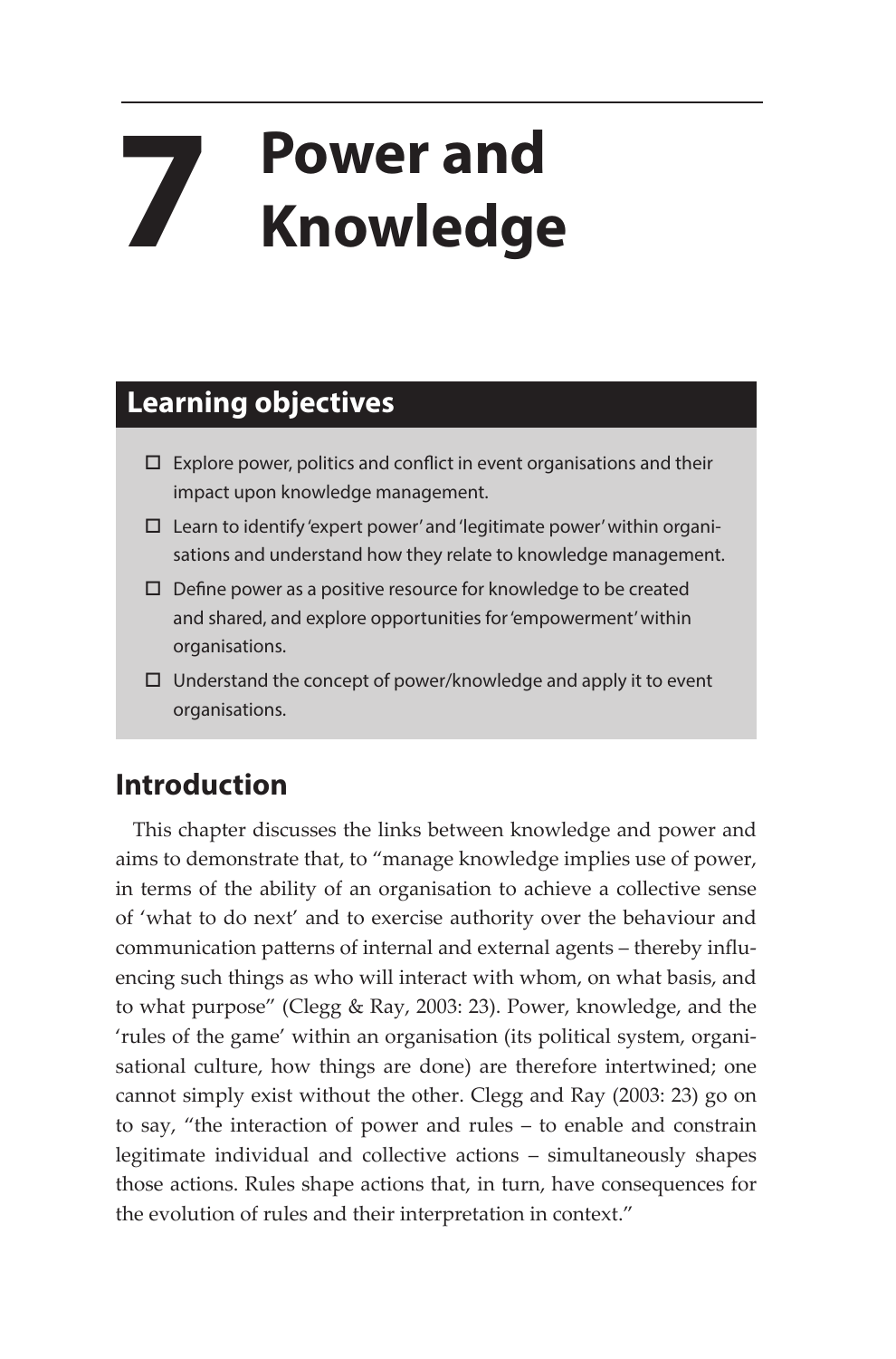# 7 Power and Knowledge

## Learning objectives

- ☐ Explore power, politics and conflict in event organisations and their impact upon knowledge management.
- ☐ Learn to identify 'expert power' and 'legitimate power' within organisations and understand how they relate to knowledge management.
- ☐ Define power as a positive resource for knowledge to be created and shared, and explore opportunities for 'empowerment' within organisations.
- ☐ Understand the concept of power/knowledge and apply it to event organisations.

## Introduction

This chapter discusses the links between knowledge and power and aims to demonstrate that, to "manage knowledge implies use of power, in terms of the ability of an organisation to achieve a collective sense of 'what to do next' and to exercise authority over the behaviour and communication patterns of internal and external agents – thereby influencing such things as who will interact with whom, on what basis, and to what purpose" (Clegg & Ray, 2003: 23). Power, knowledge, and the 'rules of the game' within an organisation (its political system, organisational culture, how things are done) are therefore intertwined; one cannot simply exist without the other. Clegg and Ray (2003: 23) go on to say, "the interaction of power and rules – to enable and constrain legitimate individual and collective actions – simultaneously shapes those actions. Rules shape actions that, in turn, have consequences for the evolution of rules and their interpretation in context."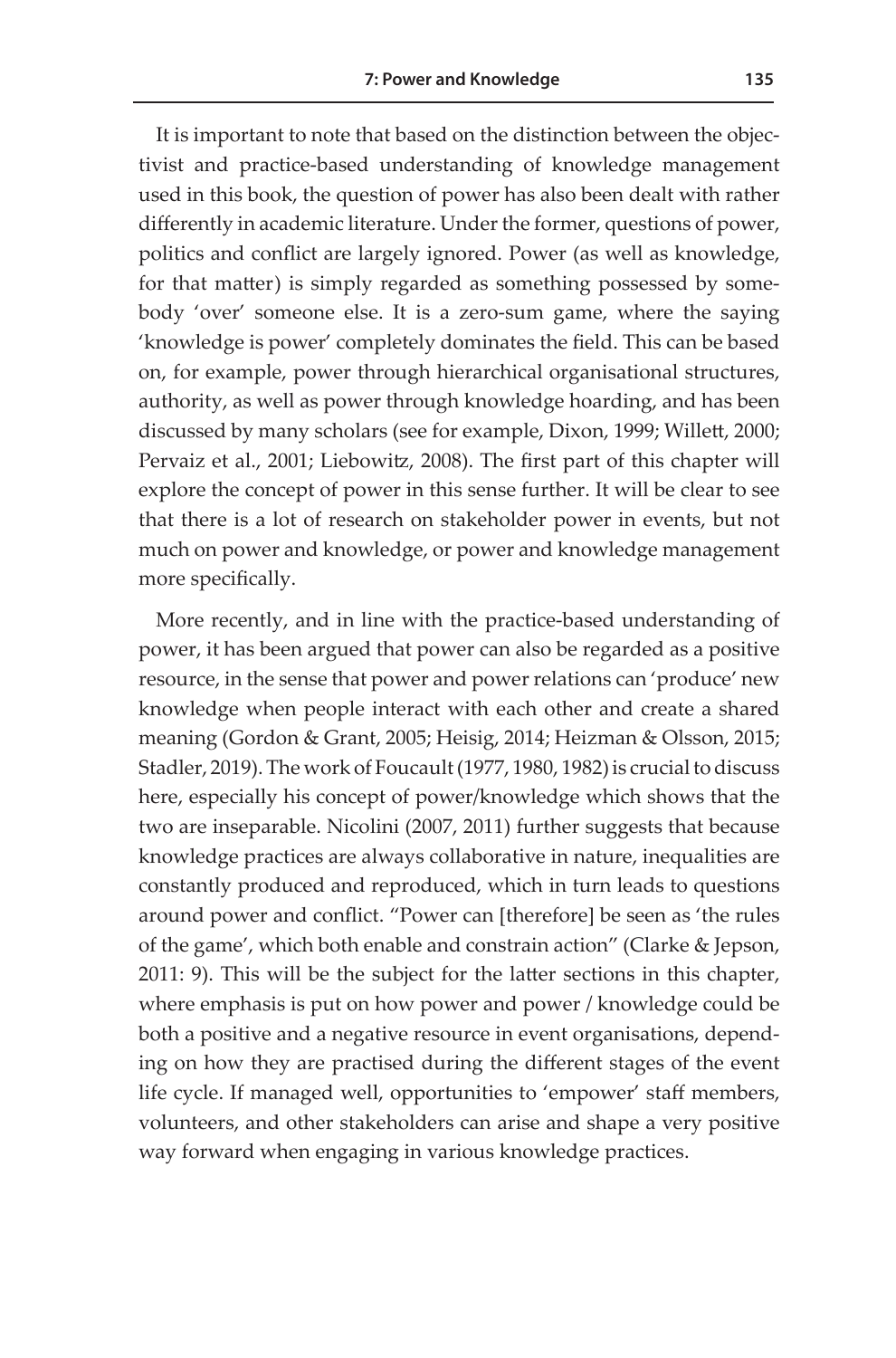It is important to note that based on the distinction between the objectivist and practice-based understanding of knowledge management used in this book, the question of power has also been dealt with rather differently in academic literature. Under the former, questions of power, politics and conflict are largely ignored. Power (as well as knowledge, for that matter) is simply regarded as something possessed by somebody 'over' someone else. It is a zero-sum game, where the saying 'knowledge is power' completely dominates the field. This can be based on, for example, power through hierarchical organisational structures, authority, as well as power through knowledge hoarding, and has been discussed by many scholars (see for example, Dixon, 1999; Willett, 2000; Pervaiz et al., 2001; Liebowitz, 2008). The first part of this chapter will explore the concept of power in this sense further. It will be clear to see that there is a lot of research on stakeholder power in events, but not much on power and knowledge, or power and knowledge management more specifically.

More recently, and in line with the practice-based understanding of power, it has been argued that power can also be regarded as a positive resource, in the sense that power and power relations can 'produce' new knowledge when people interact with each other and create a shared meaning (Gordon & Grant, 2005; Heisig, 2014; Heizman & Olsson, 2015; Stadler, 2019). The work of Foucault (1977, 1980, 1982) is crucial to discuss here, especially his concept of power/knowledge which shows that the two are inseparable. Nicolini (2007, 2011) further suggests that because knowledge practices are always collaborative in nature, inequalities are constantly produced and reproduced, which in turn leads to questions around power and conflict. "Power can [therefore] be seen as 'the rules of the game', which both enable and constrain action" (Clarke & Jepson, 2011: 9). This will be the subject for the latter sections in this chapter, where emphasis is put on how power and power / knowledge could be both a positive and a negative resource in event organisations, depending on how they are practised during the different stages of the event life cycle. If managed well, opportunities to 'empower' staff members, volunteers, and other stakeholders can arise and shape a very positive way forward when engaging in various knowledge practices.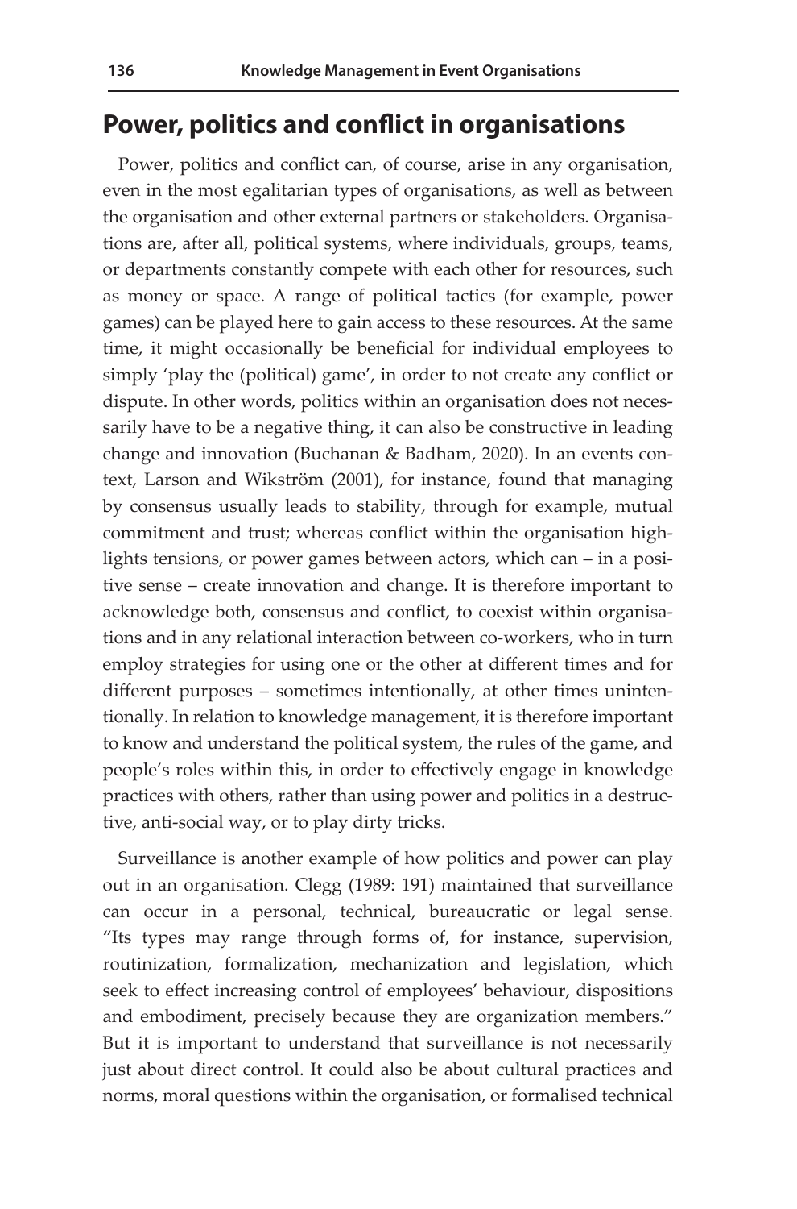## Power, politics and conflict in organisations

Power, politics and conflict can, of course, arise in any organisation, even in the most egalitarian types of organisations, as well as between the organisation and other external partners or stakeholders. Organisations are, after all, political systems, where individuals, groups, teams, or departments constantly compete with each other for resources, such as money or space. A range of political tactics (for example, power games) can be played here to gain access to these resources. At the same time, it might occasionally be beneficial for individual employees to simply 'play the (political) game', in order to not create any conflict or dispute. In other words, politics within an organisation does not necessarily have to be a negative thing, it can also be constructive in leading change and innovation (Buchanan & Badham, 2020). In an events context, Larson and Wikström (2001), for instance, found that managing by consensus usually leads to stability, through for example, mutual commitment and trust; whereas conflict within the organisation highlights tensions, or power games between actors, which can – in a positive sense – create innovation and change. It is therefore important to acknowledge both, consensus and conflict, to coexist within organisations and in any relational interaction between co-workers, who in turn employ strategies for using one or the other at different times and for different purposes – sometimes intentionally, at other times unintentionally. In relation to knowledge management, it is therefore important to know and understand the political system, the rules of the game, and people's roles within this, in order to effectively engage in knowledge practices with others, rather than using power and politics in a destructive, anti-social way, or to play dirty tricks.

Surveillance is another example of how politics and power can play out in an organisation. Clegg (1989: 191) maintained that surveillance can occur in a personal, technical, bureaucratic or legal sense. "Its types may range through forms of, for instance, supervision, routinization, formalization, mechanization and legislation, which seek to effect increasing control of employees' behaviour, dispositions and embodiment, precisely because they are organization members." But it is important to understand that surveillance is not necessarily just about direct control. It could also be about cultural practices and norms, moral questions within the organisation, or formalised technical